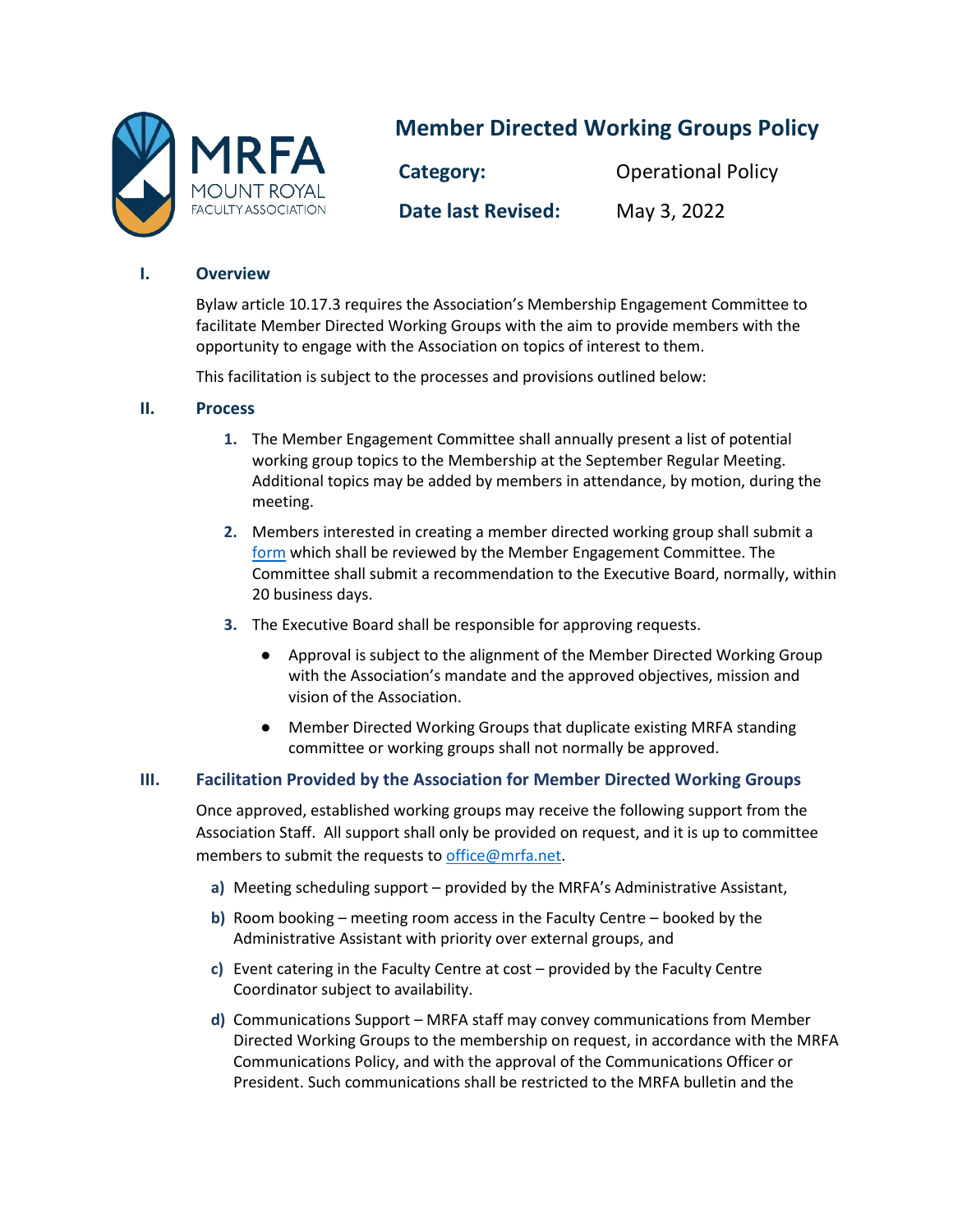MRFA MOUNT ROYAL FACULTY ASSOCIATION

# Member Directed Working Groups Policy

**Category:** Operational Policy

**Date last Revised:** May 3, 2022

## I. Overview

Bylaw article 10.17.3 requires the Association's Membership Engagement Committee to facilitate Member Directed Working Groups with the aim to provide members with the opportunity to engage with the Association on topics of interest to them.

This facilitation is subject to the processes and provisions outlined below:

## II. Process

1. The Member Engagement Committee shall annually present a list of potential working group topics to the Membership at the September Regular Meeting. Additional topics may be added by members in attendance, by motion, during the meeting.
2. Members interested in creating a member directed working group shall submit a form which shall be reviewed by the Member Engagement Committee. The Committee shall submit a recommendation to the Executive Board, normally, within 20 business days.
3. The Executive Board shall be responsible for approving requests.
   - Approval is subject to the alignment of the Member Directed Working Group with the Association's mandate and the approved objectives, mission and vision of the Association.
   - Member Directed Working Groups that duplicate existing MRFA standing committee or working groups shall not normally be approved.

## III. Facilitation Provided by the Association for Member Directed Working Groups

Once approved, established working groups may receive the following support from the Association Staff. All support shall only be provided on request, and it is up to committee members to submit the requests to office@mrfa.net.

a) Meeting scheduling support – provided by the MRFA's Administrative Assistant,

b) Room booking – meeting room access in the Faculty Centre – booked by the Administrative Assistant with priority over external groups, and

c) Event catering in the Faculty Centre at cost – provided by the Faculty Centre Coordinator subject to availability.

d) Communications Support – MRFA staff may convey communications from Member Directed Working Groups to the membership on request, in accordance with the MRFA Communications Policy, and with the approval of the Communications Officer or President. Such communications shall be restricted to the MRFA bulletin and the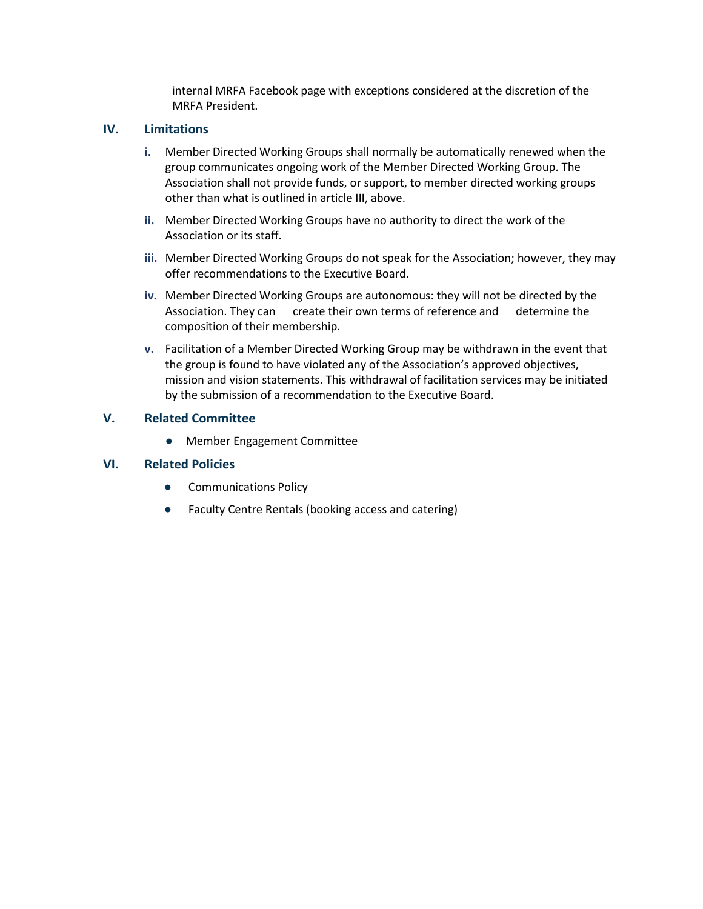internal MRFA Facebook page with exceptions considered at the discretion of the MRFA President.

## IV. Limitations

i. Member Directed Working Groups shall normally be automatically renewed when the group communicates ongoing work of the Member Directed Working Group. The Association shall not provide funds, or support, to member directed working groups other than what is outlined in article III, above.

ii. Member Directed Working Groups have no authority to direct the work of the Association or its staff.

iii. Member Directed Working Groups do not speak for the Association; however, they may offer recommendations to the Executive Board.

iv. Member Directed Working Groups are autonomous: they will not be directed by the Association. They can create their own terms of reference and determine the composition of their membership.

v. Facilitation of a Member Directed Working Group may be withdrawn in the event that the group is found to have violated any of the Association's approved objectives, mission and vision statements. This withdrawal of facilitation services may be initiated by the submission of a recommendation to the Executive Board.

## V. Related Committee

- Member Engagement Committee

## VI. Related Policies

- Communications Policy
- Faculty Centre Rentals (booking access and catering)